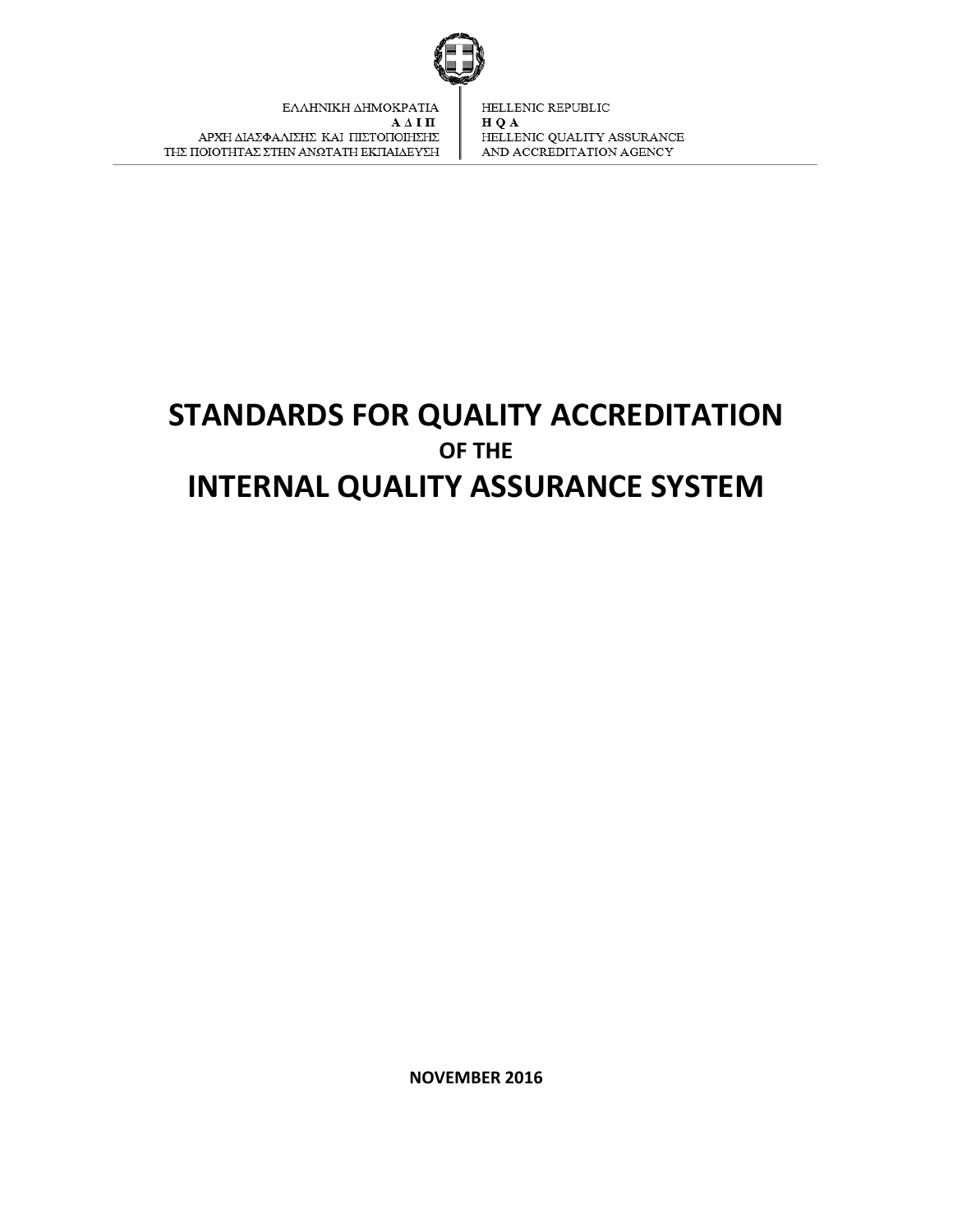ΕΛΛΗΝΙΚΗ ΔΗΜΟΚΡΑΤΙΑ
**Α Δ Ι Π**
ΑΡΧΗ ΔΙΑΣΦΑΛΙΣΗΣ ΚΑΙ ΠΙΣΤΟΠΟΙΗΣΗΣ
ΤΗΣ ΠΟΙΟΤΗΤΑΣ ΣΤΗΝ ΑΝΩΤΑΤΗ ΕΚΠΑΙΔΕΥΣΗ

HELLENIC REPUBLIC
**H Q A**
HELLENIC QUALITY ASSURANCE
AND ACCREDITATION AGENCY

# STANDARDS FOR QUALITY ACCREDITATION
## OF THE
# INTERNAL QUALITY ASSURANCE SYSTEM

**NOVEMBER 2016**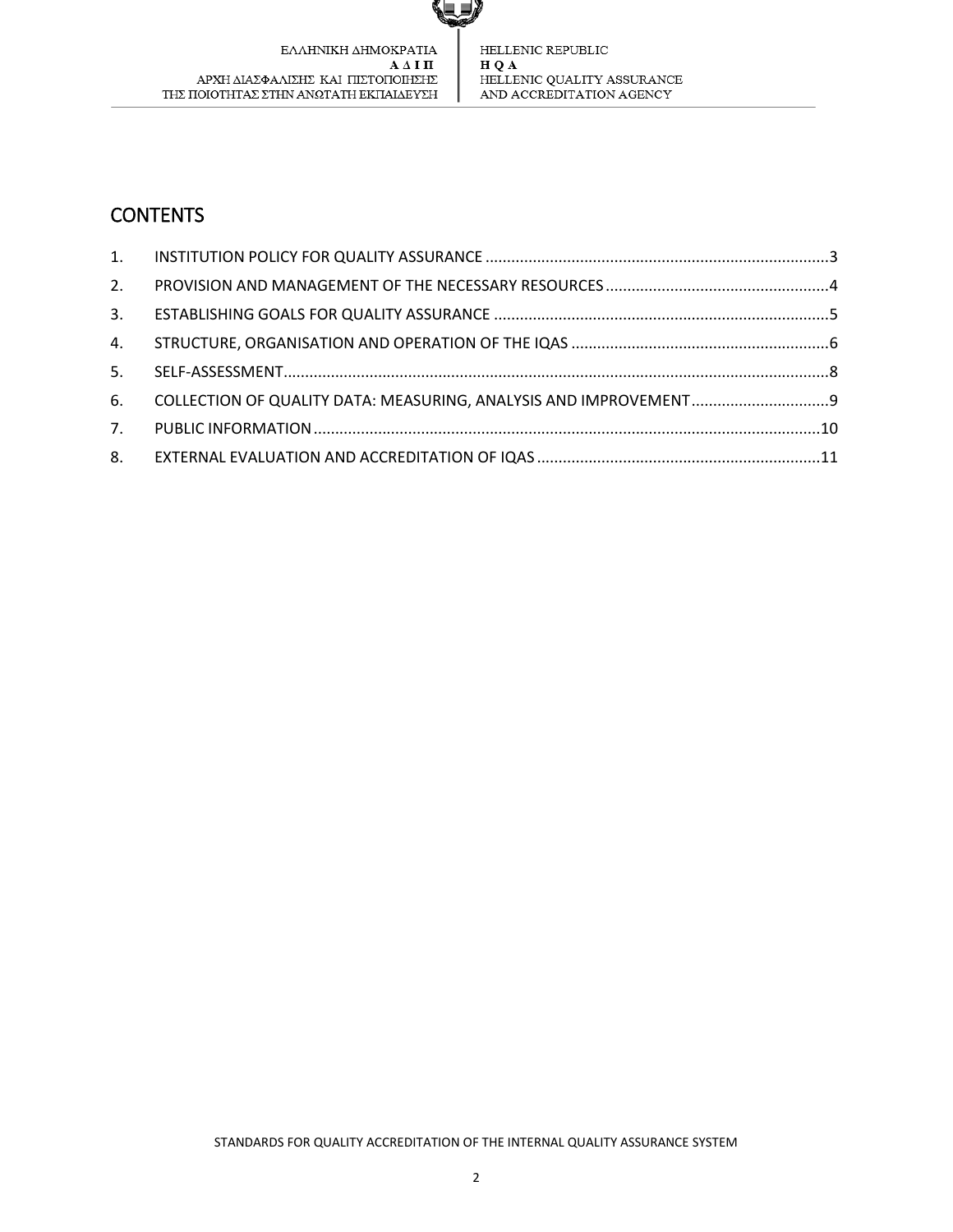## CONTENTS

1. INSTITUTION POLICY FOR QUALITY ASSURANCE ........................................ 3
2. PROVISION AND MANAGEMENT OF THE NECESSARY RESOURCES ........................................ 4
3. ESTABLISHING GOALS FOR QUALITY ASSURANCE ........................................ 5
4. STRUCTURE, ORGANISATION AND OPERATION OF THE IQAS ........................................ 6
5. SELF-ASSESSMENT ........................................ 8
6. COLLECTION OF QUALITY DATA: MEASURING, ANALYSIS AND IMPROVEMENT ........................................ 9
7. PUBLIC INFORMATION ........................................ 10
8. EXTERNAL EVALUATION AND ACCREDITATION OF IQAS ........................................ 11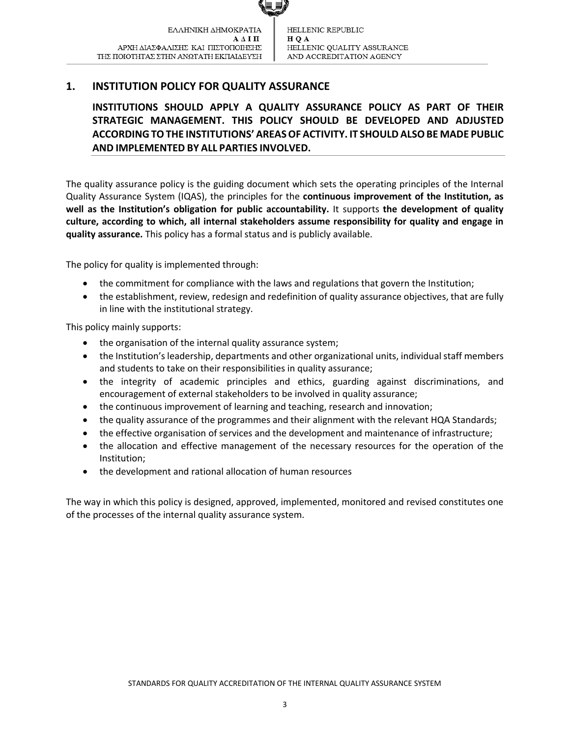## 1. INSTITUTION POLICY FOR QUALITY ASSURANCE

**INSTITUTIONS SHOULD APPLY A QUALITY ASSURANCE POLICY AS PART OF THEIR STRATEGIC MANAGEMENT. THIS POLICY SHOULD BE DEVELOPED AND ADJUSTED ACCORDING TO THE INSTITUTIONS' AREAS OF ACTIVITY. IT SHOULD ALSO BE MADE PUBLIC AND IMPLEMENTED BY ALL PARTIES INVOLVED.**

The quality assurance policy is the guiding document which sets the operating principles of the Internal Quality Assurance System (IQAS), the principles for the **continuous improvement of the Institution, as well as the Institution's obligation for public accountability.** It supports **the development of quality culture, according to which, all internal stakeholders assume responsibility for quality and engage in quality assurance.** This policy has a formal status and is publicly available.

The policy for quality is implemented through:

- the commitment for compliance with the laws and regulations that govern the Institution;
- the establishment, review, redesign and redefinition of quality assurance objectives, that are fully in line with the institutional strategy.

This policy mainly supports:

- the organisation of the internal quality assurance system;
- the Institution's leadership, departments and other organizational units, individual staff members and students to take on their responsibilities in quality assurance;
- the integrity of academic principles and ethics, guarding against discriminations, and encouragement of external stakeholders to be involved in quality assurance;
- the continuous improvement of learning and teaching, research and innovation;
- the quality assurance of the programmes and their alignment with the relevant HQA Standards;
- the effective organisation of services and the development and maintenance of infrastructure;
- the allocation and effective management of the necessary resources for the operation of the Institution;
- the development and rational allocation of human resources

The way in which this policy is designed, approved, implemented, monitored and revised constitutes one of the processes of the internal quality assurance system.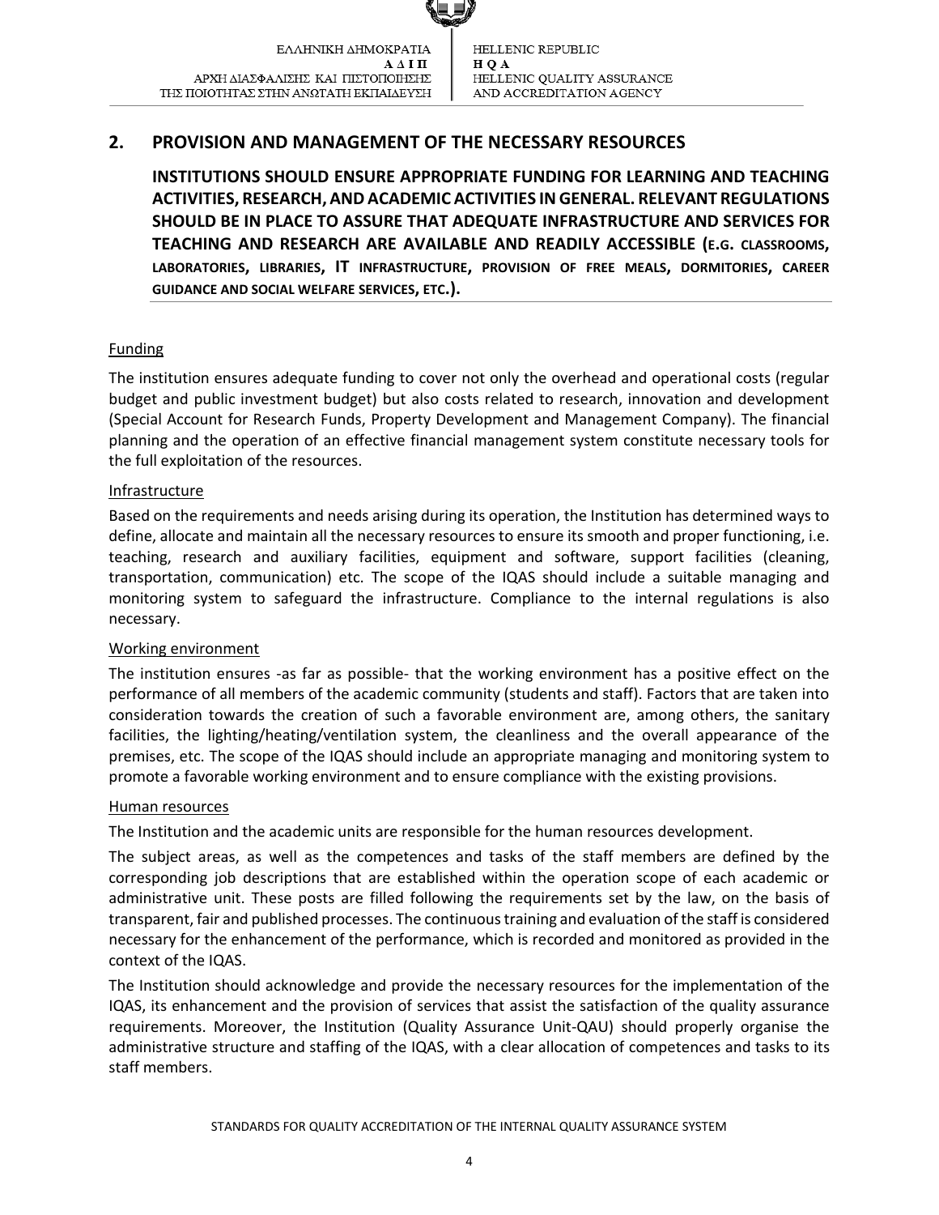## 2. PROVISION AND MANAGEMENT OF THE NECESSARY RESOURCES

**INSTITUTIONS SHOULD ENSURE APPROPRIATE FUNDING FOR LEARNING AND TEACHING ACTIVITIES, RESEARCH, AND ACADEMIC ACTIVITIES IN GENERAL. RELEVANT REGULATIONS SHOULD BE IN PLACE TO ASSURE THAT ADEQUATE INFRASTRUCTURE AND SERVICES FOR TEACHING AND RESEARCH ARE AVAILABLE AND READILY ACCESSIBLE (E.G. CLASSROOMS, LABORATORIES, LIBRARIES, IT INFRASTRUCTURE, PROVISION OF FREE MEALS, DORMITORIES, CAREER GUIDANCE AND SOCIAL WELFARE SERVICES, ETC.).**

Funding

The institution ensures adequate funding to cover not only the overhead and operational costs (regular budget and public investment budget) but also costs related to research, innovation and development (Special Account for Research Funds, Property Development and Management Company). The financial planning and the operation of an effective financial management system constitute necessary tools for the full exploitation of the resources.

Infrastructure

Based on the requirements and needs arising during its operation, the Institution has determined ways to define, allocate and maintain all the necessary resources to ensure its smooth and proper functioning, i.e. teaching, research and auxiliary facilities, equipment and software, support facilities (cleaning, transportation, communication) etc. The scope of the IQAS should include a suitable managing and monitoring system to safeguard the infrastructure. Compliance to the internal regulations is also necessary.

Working environment

The institution ensures -as far as possible- that the working environment has a positive effect on the performance of all members of the academic community (students and staff). Factors that are taken into consideration towards the creation of such a favorable environment are, among others, the sanitary facilities, the lighting/heating/ventilation system, the cleanliness and the overall appearance of the premises, etc. The scope of the IQAS should include an appropriate managing and monitoring system to promote a favorable working environment and to ensure compliance with the existing provisions.

Human resources

The Institution and the academic units are responsible for the human resources development.

The subject areas, as well as the competences and tasks of the staff members are defined by the corresponding job descriptions that are established within the operation scope of each academic or administrative unit. These posts are filled following the requirements set by the law, on the basis of transparent, fair and published processes. The continuous training and evaluation of the staff is considered necessary for the enhancement of the performance, which is recorded and monitored as provided in the context of the IQAS.

The Institution should acknowledge and provide the necessary resources for the implementation of the IQAS, its enhancement and the provision of services that assist the satisfaction of the quality assurance requirements. Moreover, the Institution (Quality Assurance Unit-QAU) should properly organise the administrative structure and staffing of the IQAS, with a clear allocation of competences and tasks to its staff members.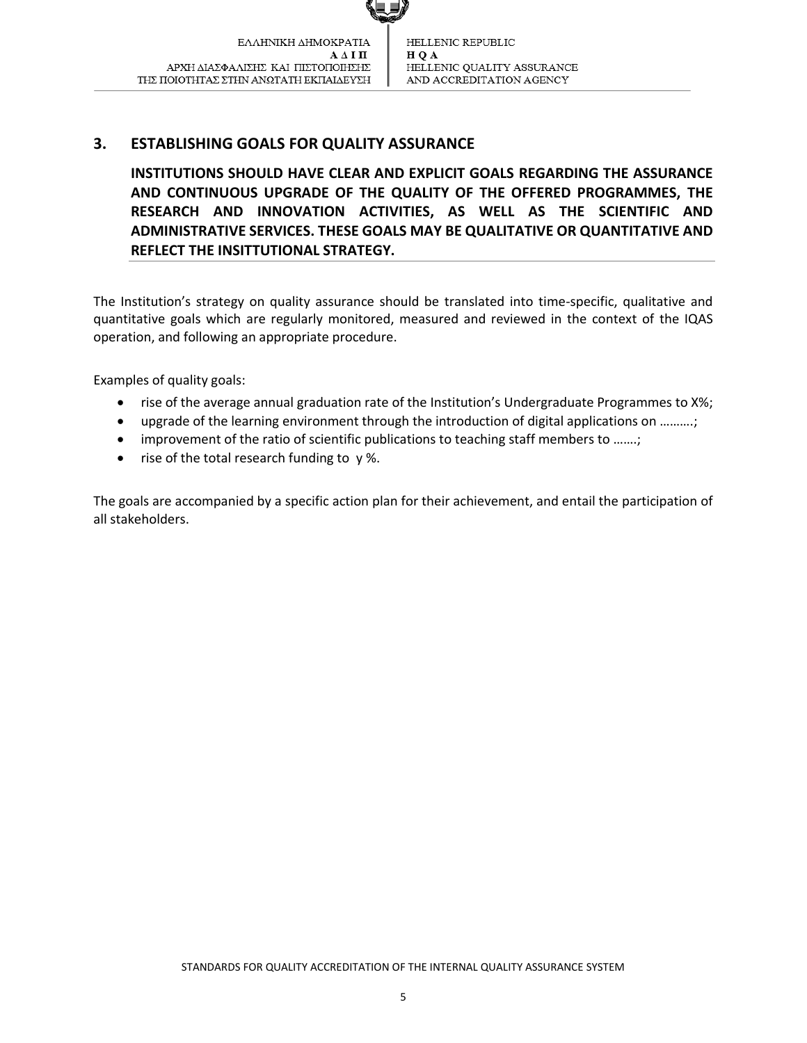## 3. ESTABLISHING GOALS FOR QUALITY ASSURANCE

**INSTITUTIONS SHOULD HAVE CLEAR AND EXPLICIT GOALS REGARDING THE ASSURANCE AND CONTINUOUS UPGRADE OF THE QUALITY OF THE OFFERED PROGRAMMES, THE RESEARCH AND INNOVATION ACTIVITIES, AS WELL AS THE SCIENTIFIC AND ADMINISTRATIVE SERVICES. THESE GOALS MAY BE QUALITATIVE OR QUANTITATIVE AND REFLECT THE INSITTUTIONAL STRATEGY.**

The Institution's strategy on quality assurance should be translated into time-specific, qualitative and quantitative goals which are regularly monitored, measured and reviewed in the context of the IQAS operation, and following an appropriate procedure.

Examples of quality goals:

- rise of the average annual graduation rate of the Institution's Undergraduate Programmes to X%;
- upgrade of the learning environment through the introduction of digital applications on ……….;
- improvement of the ratio of scientific publications to teaching staff members to …….;
- rise of the total research funding to y %.

The goals are accompanied by a specific action plan for their achievement, and entail the participation of all stakeholders.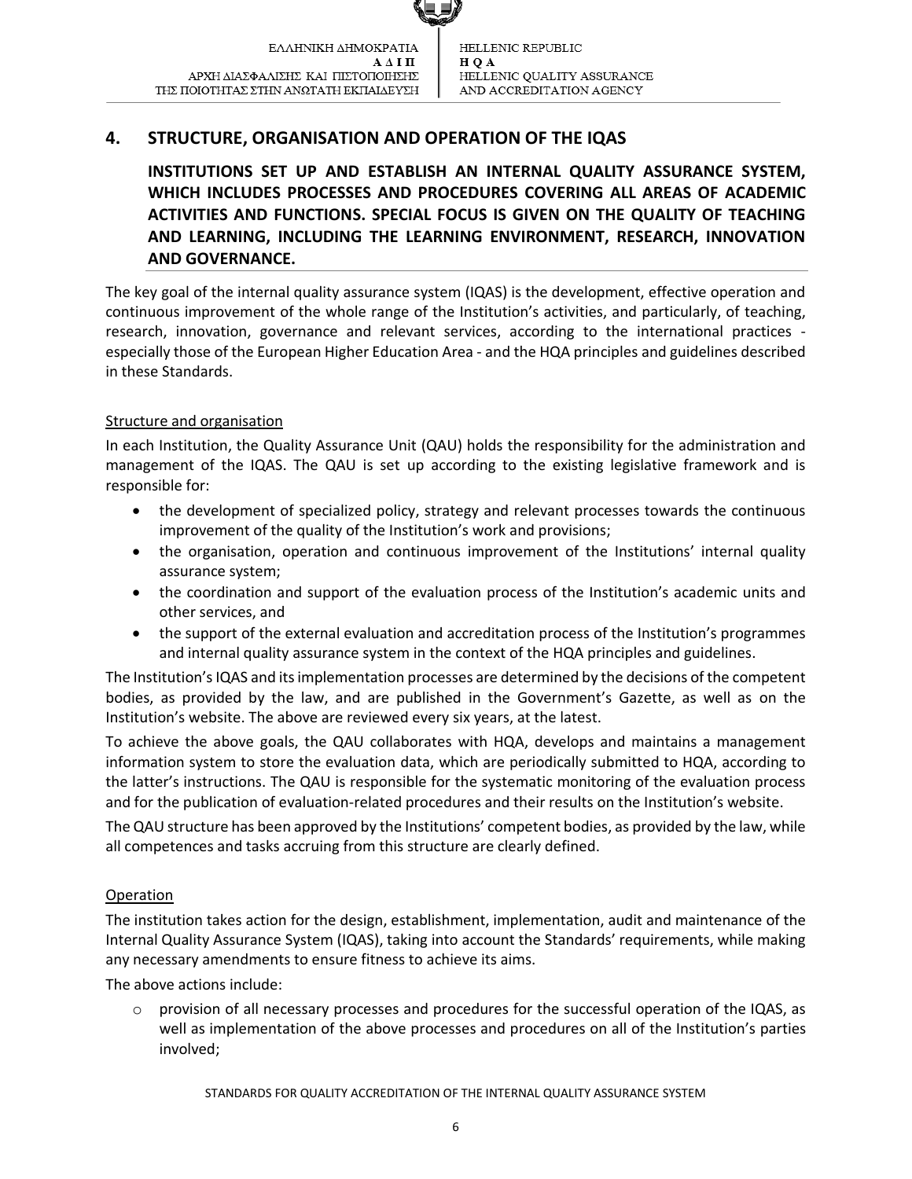## 4. STRUCTURE, ORGANISATION AND OPERATION OF THE IQAS

**INSTITUTIONS SET UP AND ESTABLISH AN INTERNAL QUALITY ASSURANCE SYSTEM, WHICH INCLUDES PROCESSES AND PROCEDURES COVERING ALL AREAS OF ACADEMIC ACTIVITIES AND FUNCTIONS. SPECIAL FOCUS IS GIVEN ON THE QUALITY OF TEACHING AND LEARNING, INCLUDING THE LEARNING ENVIRONMENT, RESEARCH, INNOVATION AND GOVERNANCE.**

The key goal of the internal quality assurance system (IQAS) is the development, effective operation and continuous improvement of the whole range of the Institution's activities, and particularly, of teaching, research, innovation, governance and relevant services, according to the international practices - especially those of the European Higher Education Area - and the HQA principles and guidelines described in these Standards.

### Structure and organisation

In each Institution, the Quality Assurance Unit (QAU) holds the responsibility for the administration and management of the IQAS. The QAU is set up according to the existing legislative framework and is responsible for:

- the development of specialized policy, strategy and relevant processes towards the continuous improvement of the quality of the Institution's work and provisions;
- the organisation, operation and continuous improvement of the Institutions' internal quality assurance system;
- the coordination and support of the evaluation process of the Institution's academic units and other services, and
- the support of the external evaluation and accreditation process of the Institution's programmes and internal quality assurance system in the context of the HQA principles and guidelines.

The Institution's IQAS and its implementation processes are determined by the decisions of the competent bodies, as provided by the law, and are published in the Government's Gazette, as well as on the Institution's website. The above are reviewed every six years, at the latest.

To achieve the above goals, the QAU collaborates with HQA, develops and maintains a management information system to store the evaluation data, which are periodically submitted to HQA, according to the latter's instructions. The QAU is responsible for the systematic monitoring of the evaluation process and for the publication of evaluation-related procedures and their results on the Institution's website.

The QAU structure has been approved by the Institutions' competent bodies, as provided by the law, while all competences and tasks accruing from this structure are clearly defined.

### Operation

The institution takes action for the design, establishment, implementation, audit and maintenance of the Internal Quality Assurance System (IQAS), taking into account the Standards' requirements, while making any necessary amendments to ensure fitness to achieve its aims.

The above actions include:

- provision of all necessary processes and procedures for the successful operation of the IQAS, as well as implementation of the above processes and procedures on all of the Institution's parties involved;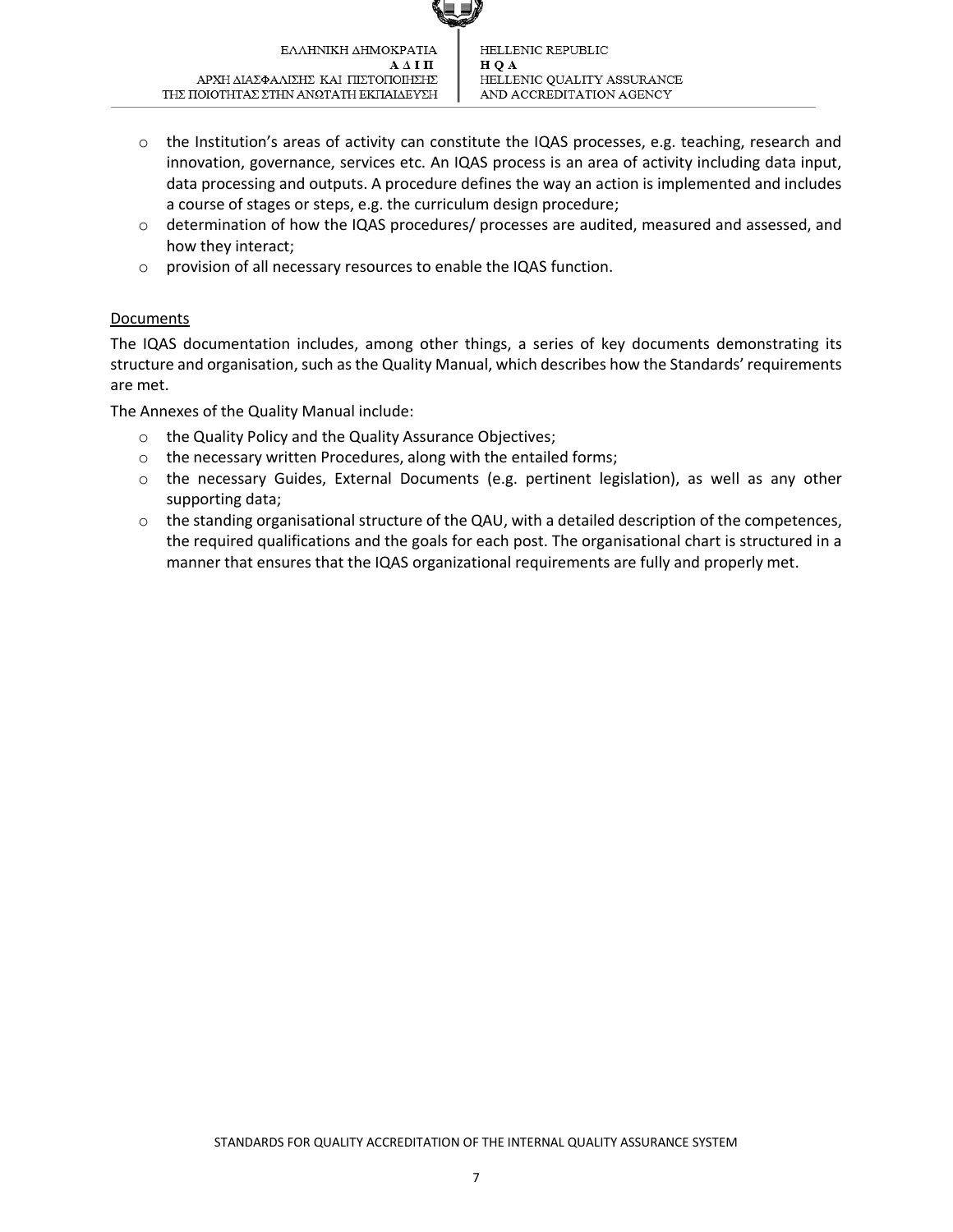- the Institution's areas of activity can constitute the IQAS processes, e.g. teaching, research and innovation, governance, services etc. An IQAS process is an area of activity including data input, data processing and outputs. A procedure defines the way an action is implemented and includes a course of stages or steps, e.g. the curriculum design procedure;
- determination of how the IQAS procedures/ processes are audited, measured and assessed, and how they interact;
- provision of all necessary resources to enable the IQAS function.

Documents

The IQAS documentation includes, among other things, a series of key documents demonstrating its structure and organisation, such as the Quality Manual, which describes how the Standards' requirements are met.

The Annexes of the Quality Manual include:

- the Quality Policy and the Quality Assurance Objectives;
- the necessary written Procedures, along with the entailed forms;
- the necessary Guides, External Documents (e.g. pertinent legislation), as well as any other supporting data;
- the standing organisational structure of the QAU, with a detailed description of the competences, the required qualifications and the goals for each post. The organisational chart is structured in a manner that ensures that the IQAS organizational requirements are fully and properly met.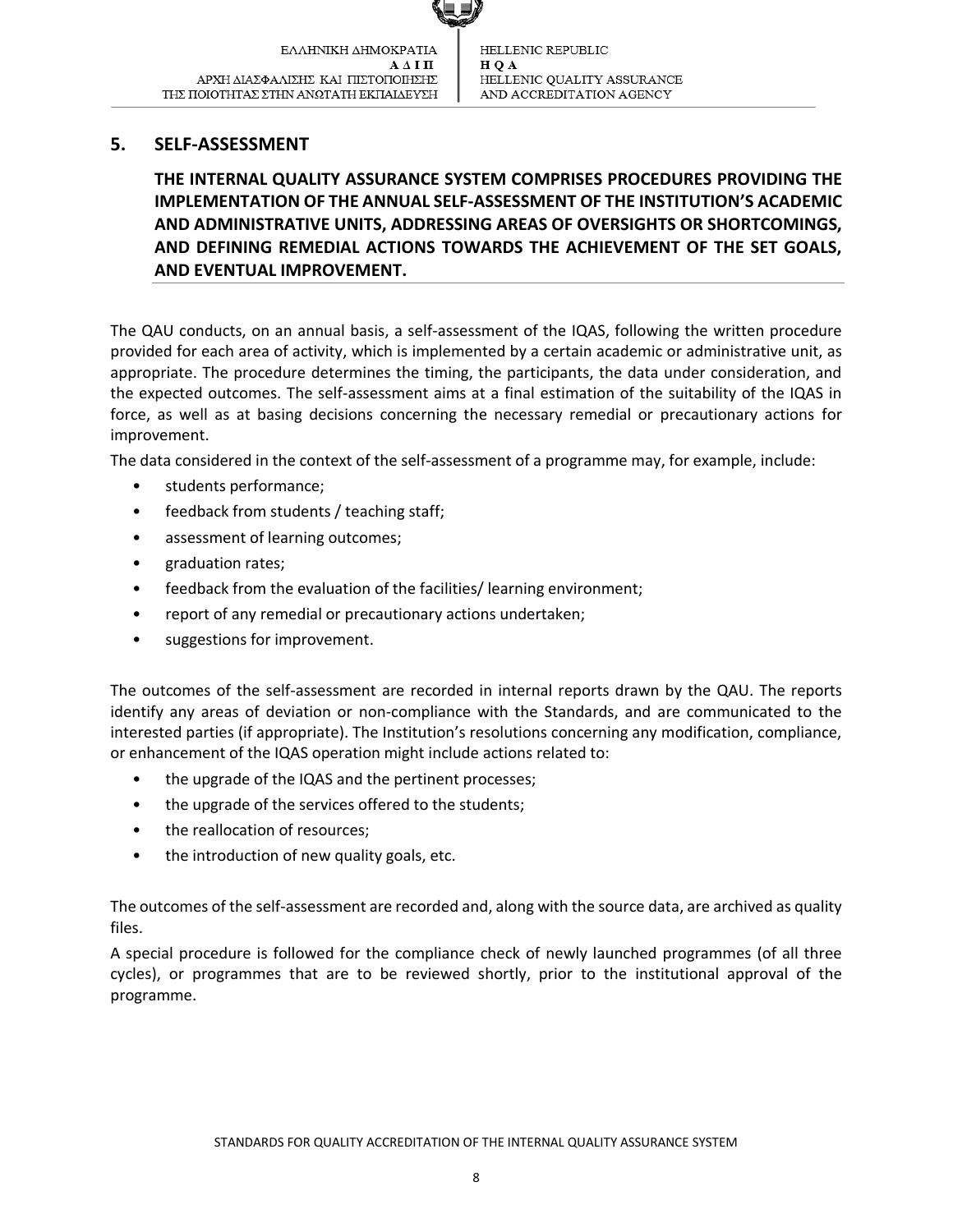## 5. SELF-ASSESSMENT

**THE INTERNAL QUALITY ASSURANCE SYSTEM COMPRISES PROCEDURES PROVIDING THE IMPLEMENTATION OF THE ANNUAL SELF-ASSESSMENT OF THE INSTITUTION'S ACADEMIC AND ADMINISTRATIVE UNITS, ADDRESSING AREAS OF OVERSIGHTS OR SHORTCOMINGS, AND DEFINING REMEDIAL ACTIONS TOWARDS THE ACHIEVEMENT OF THE SET GOALS, AND EVENTUAL IMPROVEMENT.**

The QAU conducts, on an annual basis, a self-assessment of the IQAS, following the written procedure provided for each area of activity, which is implemented by a certain academic or administrative unit, as appropriate. The procedure determines the timing, the participants, the data under consideration, and the expected outcomes. The self-assessment aims at a final estimation of the suitability of the IQAS in force, as well as at basing decisions concerning the necessary remedial or precautionary actions for improvement.

The data considered in the context of the self-assessment of a programme may, for example, include:

- students performance;
- feedback from students / teaching staff;
- assessment of learning outcomes;
- graduation rates;
- feedback from the evaluation of the facilities/ learning environment;
- report of any remedial or precautionary actions undertaken;
- suggestions for improvement.

The outcomes of the self-assessment are recorded in internal reports drawn by the QAU. The reports identify any areas of deviation or non-compliance with the Standards, and are communicated to the interested parties (if appropriate). The Institution's resolutions concerning any modification, compliance, or enhancement of the IQAS operation might include actions related to:

- the upgrade of the IQAS and the pertinent processes;
- the upgrade of the services offered to the students;
- the reallocation of resources;
- the introduction of new quality goals, etc.

The outcomes of the self-assessment are recorded and, along with the source data, are archived as quality files.

A special procedure is followed for the compliance check of newly launched programmes (of all three cycles), or programmes that are to be reviewed shortly, prior to the institutional approval of the programme.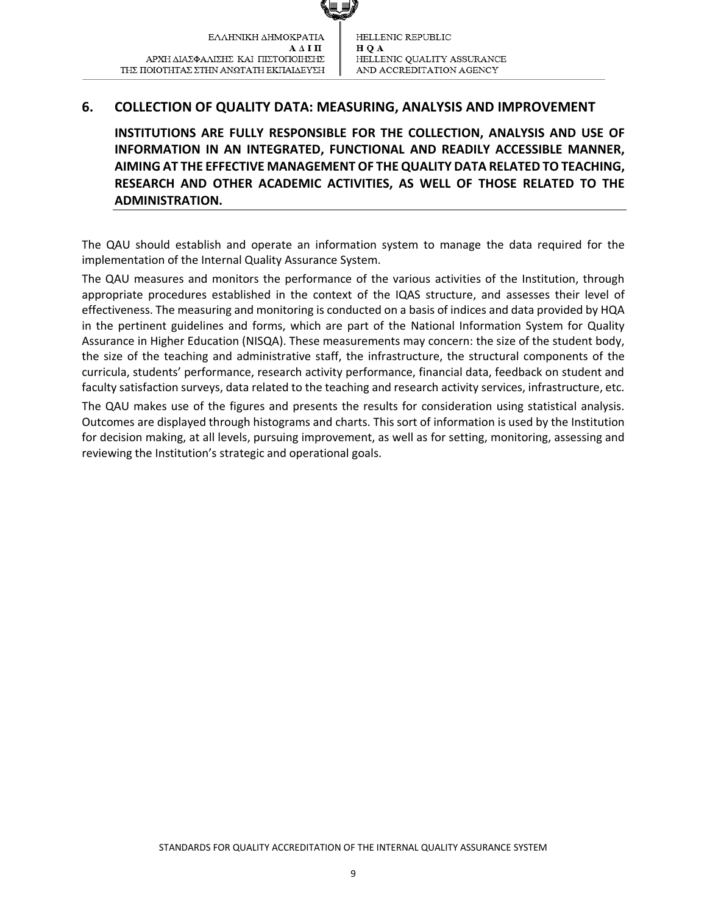## 6. COLLECTION OF QUALITY DATA: MEASURING, ANALYSIS AND IMPROVEMENT

**INSTITUTIONS ARE FULLY RESPONSIBLE FOR THE COLLECTION, ANALYSIS AND USE OF INFORMATION IN AN INTEGRATED, FUNCTIONAL AND READILY ACCESSIBLE MANNER, AIMING AT THE EFFECTIVE MANAGEMENT OF THE QUALITY DATA RELATED TO TEACHING, RESEARCH AND OTHER ACADEMIC ACTIVITIES, AS WELL OF THOSE RELATED TO THE ADMINISTRATION.**

The QAU should establish and operate an information system to manage the data required for the implementation of the Internal Quality Assurance System.

The QAU measures and monitors the performance of the various activities of the Institution, through appropriate procedures established in the context of the IQAS structure, and assesses their level of effectiveness. The measuring and monitoring is conducted on a basis of indices and data provided by HQA in the pertinent guidelines and forms, which are part of the National Information System for Quality Assurance in Higher Education (NISQA). These measurements may concern: the size of the student body, the size of the teaching and administrative staff, the infrastructure, the structural components of the curricula, students' performance, research activity performance, financial data, feedback on student and faculty satisfaction surveys, data related to the teaching and research activity services, infrastructure, etc.

The QAU makes use of the figures and presents the results for consideration using statistical analysis. Outcomes are displayed through histograms and charts. This sort of information is used by the Institution for decision making, at all levels, pursuing improvement, as well as for setting, monitoring, assessing and reviewing the Institution's strategic and operational goals.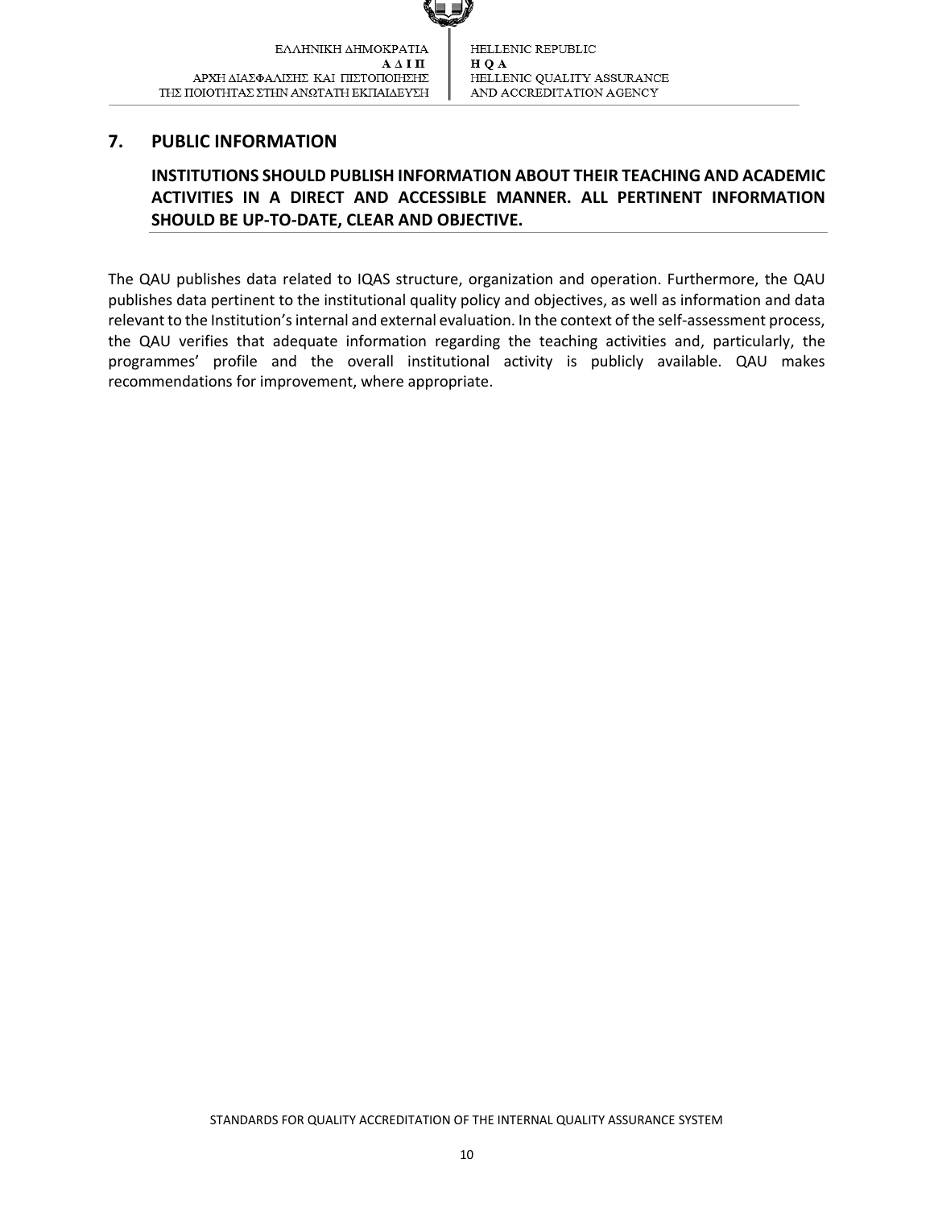## 7. PUBLIC INFORMATION

**INSTITUTIONS SHOULD PUBLISH INFORMATION ABOUT THEIR TEACHING AND ACADEMIC ACTIVITIES IN A DIRECT AND ACCESSIBLE MANNER. ALL PERTINENT INFORMATION SHOULD BE UP-TO-DATE, CLEAR AND OBJECTIVE.**

The QAU publishes data related to IQAS structure, organization and operation. Furthermore, the QAU publishes data pertinent to the institutional quality policy and objectives, as well as information and data relevant to the Institution's internal and external evaluation. In the context of the self-assessment process, the QAU verifies that adequate information regarding the teaching activities and, particularly, the programmes' profile and the overall institutional activity is publicly available. QAU makes recommendations for improvement, where appropriate.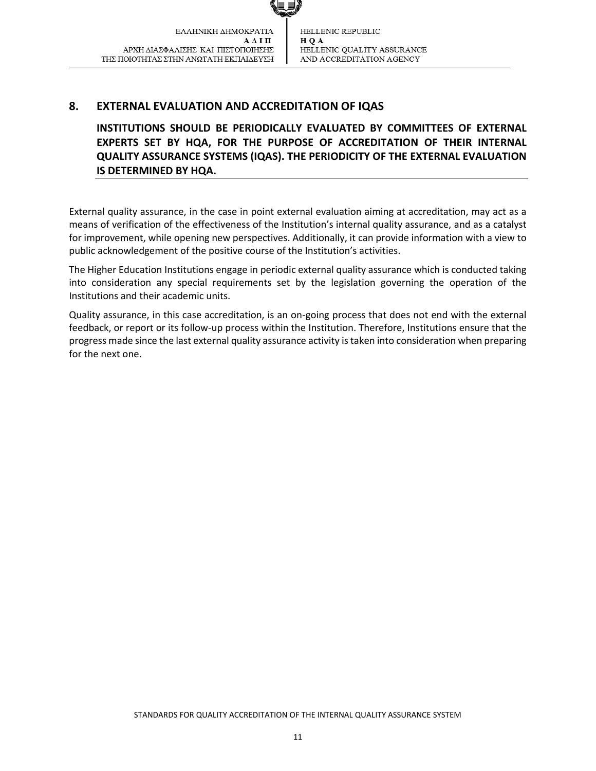## 8. EXTERNAL EVALUATION AND ACCREDITATION OF IQAS

**INSTITUTIONS SHOULD BE PERIODICALLY EVALUATED BY COMMITTEES OF EXTERNAL EXPERTS SET BY HQA, FOR THE PURPOSE OF ACCREDITATION OF THEIR INTERNAL QUALITY ASSURANCE SYSTEMS (IQAS). THE PERIODICITY OF THE EXTERNAL EVALUATION IS DETERMINED BY HQA.**

External quality assurance, in the case in point external evaluation aiming at accreditation, may act as a means of verification of the effectiveness of the Institution's internal quality assurance, and as a catalyst for improvement, while opening new perspectives. Additionally, it can provide information with a view to public acknowledgement of the positive course of the Institution's activities.

The Higher Education Institutions engage in periodic external quality assurance which is conducted taking into consideration any special requirements set by the legislation governing the operation of the Institutions and their academic units.

Quality assurance, in this case accreditation, is an on-going process that does not end with the external feedback, or report or its follow-up process within the Institution. Therefore, Institutions ensure that the progress made since the last external quality assurance activity is taken into consideration when preparing for the next one.